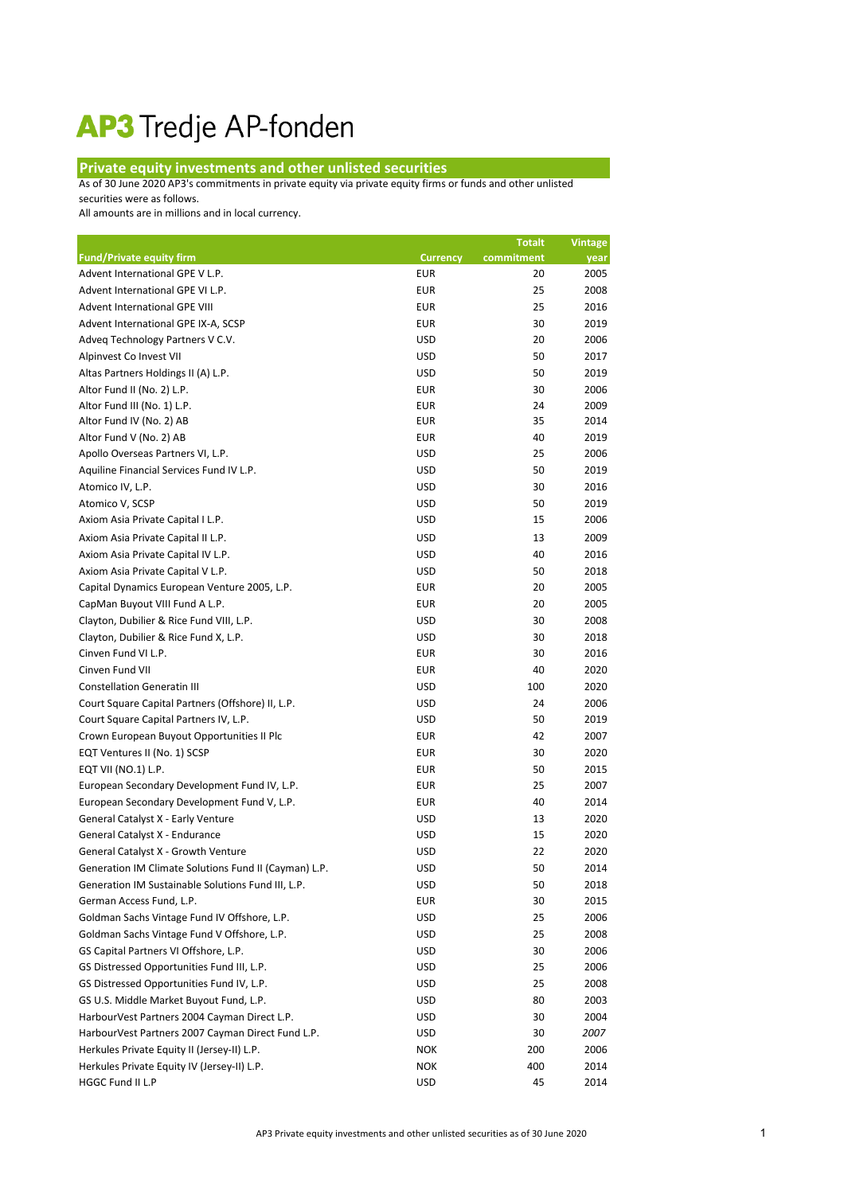# AP3 Tredje AP-fonden

## Private equity investments and other unlisted securities

As of 30 June 2020 AP3's commitments in private equity via private equity firms or funds and other unlisted securities were as follows.

All amounts are in millions and in local currency.

| Fund/Private equity firm | Currency | Totalt commitment | Vintage year |
|---|---|---|---|
| Advent International GPE V L.P. | EUR | 20 | 2005 |
| Advent International GPE VI L.P. | EUR | 25 | 2008 |
| Advent International GPE VIII | EUR | 25 | 2016 |
| Advent International GPE IX-A, SCSP | EUR | 30 | 2019 |
| Adveq Technology Partners V C.V. | USD | 20 | 2006 |
| Alpinvest Co Invest VII | USD | 50 | 2017 |
| Altas Partners Holdings II (A) L.P. | USD | 50 | 2019 |
| Altor Fund II (No. 2) L.P. | EUR | 30 | 2006 |
| Altor Fund III (No. 1) L.P. | EUR | 24 | 2009 |
| Altor Fund IV (No. 2) AB | EUR | 35 | 2014 |
| Altor Fund V (No. 2) AB | EUR | 40 | 2019 |
| Apollo Overseas Partners VI, L.P. | USD | 25 | 2006 |
| Aquiline Financial Services Fund IV L.P. | USD | 50 | 2019 |
| Atomico IV, L.P. | USD | 30 | 2016 |
| Atomico V, SCSP | USD | 50 | 2019 |
| Axiom Asia Private Capital I L.P. | USD | 15 | 2006 |
| Axiom Asia Private Capital II L.P. | USD | 13 | 2009 |
| Axiom Asia Private Capital IV L.P. | USD | 40 | 2016 |
| Axiom Asia Private Capital V L.P. | USD | 50 | 2018 |
| Capital Dynamics European Venture 2005, L.P. | EUR | 20 | 2005 |
| CapMan Buyout VIII Fund A L.P. | EUR | 20 | 2005 |
| Clayton, Dubilier & Rice Fund VIII, L.P. | USD | 30 | 2008 |
| Clayton, Dubilier & Rice Fund X, L.P. | USD | 30 | 2018 |
| Cinven Fund VI L.P. | EUR | 30 | 2016 |
| Cinven Fund VII | EUR | 40 | 2020 |
| Constellation Generatin III | USD | 100 | 2020 |
| Court Square Capital Partners (Offshore) II, L.P. | USD | 24 | 2006 |
| Court Square Capital Partners IV, L.P. | USD | 50 | 2019 |
| Crown European Buyout Opportunities II Plc | EUR | 42 | 2007 |
| EQT Ventures II (No. 1) SCSP | EUR | 30 | 2020 |
| EQT VII (NO.1) L.P. | EUR | 50 | 2015 |
| European Secondary Development Fund IV, L.P. | EUR | 25 | 2007 |
| European Secondary Development Fund V, L.P. | EUR | 40 | 2014 |
| General Catalyst X - Early Venture | USD | 13 | 2020 |
| General Catalyst X - Endurance | USD | 15 | 2020 |
| General Catalyst X - Growth Venture | USD | 22 | 2020 |
| Generation IM Climate Solutions Fund II (Cayman) L.P. | USD | 50 | 2014 |
| Generation IM Sustainable Solutions Fund III, L.P. | USD | 50 | 2018 |
| German Access Fund, L.P. | EUR | 30 | 2015 |
| Goldman Sachs Vintage Fund IV Offshore, L.P. | USD | 25 | 2006 |
| Goldman Sachs Vintage Fund V Offshore, L.P. | USD | 25 | 2008 |
| GS Capital Partners VI Offshore, L.P. | USD | 30 | 2006 |
| GS Distressed Opportunities Fund III, L.P. | USD | 25 | 2006 |
| GS Distressed Opportunities Fund IV, L.P. | USD | 25 | 2008 |
| GS U.S. Middle Market Buyout Fund, L.P. | USD | 80 | 2003 |
| HarbourVest Partners 2004 Cayman Direct L.P. | USD | 30 | 2004 |
| HarbourVest Partners 2007 Cayman Direct Fund L.P. | USD | 30 | *2007* |
| Herkules Private Equity II (Jersey-II) L.P. | NOK | 200 | 2006 |
| Herkules Private Equity IV (Jersey-II) L.P. | NOK | 400 | 2014 |
| HGGC Fund II L.P | USD | 45 | 2014 |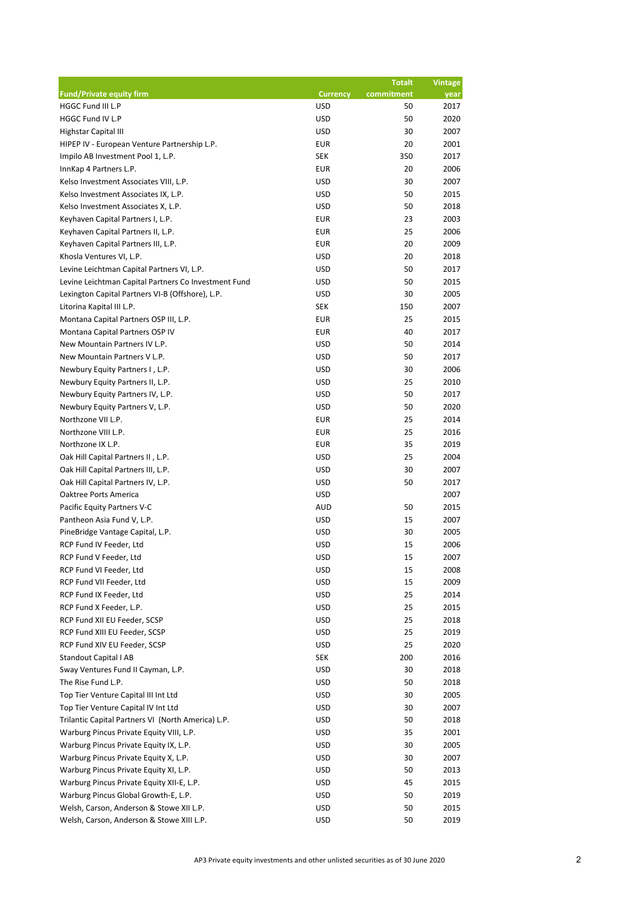| Fund/Private equity firm | Currency | Totalt commitment | Vintage year |
|---|---|---|---|
| HGGC Fund III L.P | USD | 50 | 2017 |
| HGGC Fund IV L.P | USD | 50 | 2020 |
| Highstar Capital III | USD | 30 | 2007 |
| HIPEP IV - European Venture Partnership L.P. | EUR | 20 | 2001 |
| Impilo AB Investment Pool 1, L.P. | SEK | 350 | 2017 |
| InnKap 4 Partners L.P. | EUR | 20 | 2006 |
| Kelso Investment Associates VIII, L.P. | USD | 30 | 2007 |
| Kelso Investment Associates IX, L.P. | USD | 50 | 2015 |
| Kelso Investment Associates X, L.P. | USD | 50 | 2018 |
| Keyhaven Capital Partners I, L.P. | EUR | 23 | 2003 |
| Keyhaven Capital Partners II, L.P. | EUR | 25 | 2006 |
| Keyhaven Capital Partners III, L.P. | EUR | 20 | 2009 |
| Khosla Ventures VI, L.P. | USD | 20 | 2018 |
| Levine Leichtman Capital Partners VI, L.P. | USD | 50 | 2017 |
| Levine Leichtman Capital Partners Co Investment Fund | USD | 50 | 2015 |
| Lexington Capital Partners VI-B (Offshore), L.P. | USD | 30 | 2005 |
| Litorina Kapital III L.P. | SEK | 150 | 2007 |
| Montana Capital Partners OSP III, L.P. | EUR | 25 | 2015 |
| Montana Capital Partners OSP IV | EUR | 40 | 2017 |
| New Mountain Partners IV L.P. | USD | 50 | 2014 |
| New Mountain Partners V L.P. | USD | 50 | 2017 |
| Newbury Equity Partners I , L.P. | USD | 30 | 2006 |
| Newbury Equity Partners II, L.P. | USD | 25 | 2010 |
| Newbury Equity Partners IV, L.P. | USD | 50 | 2017 |
| Newbury Equity Partners V, L.P. | USD | 50 | 2020 |
| Northzone VII L.P. | EUR | 25 | 2014 |
| Northzone VIII L.P. | EUR | 25 | 2016 |
| Northzone IX L.P. | EUR | 35 | 2019 |
| Oak Hill Capital Partners II , L.P. | USD | 25 | 2004 |
| Oak Hill Capital Partners III, L.P. | USD | 30 | 2007 |
| Oak Hill Capital Partners IV, L.P. | USD | 50 | 2017 |
| Oaktree Ports America | USD | | 2007 |
| Pacific Equity Partners V-C | AUD | 50 | 2015 |
| Pantheon Asia Fund V, L.P. | USD | 15 | 2007 |
| PineBridge Vantage Capital, L.P. | USD | 30 | 2005 |
| RCP Fund IV Feeder, Ltd | USD | 15 | 2006 |
| RCP Fund V Feeder, Ltd | USD | 15 | 2007 |
| RCP Fund VI Feeder, Ltd | USD | 15 | 2008 |
| RCP Fund VII Feeder, Ltd | USD | 15 | 2009 |
| RCP Fund IX Feeder, Ltd | USD | 25 | 2014 |
| RCP Fund X Feeder, L.P. | USD | 25 | 2015 |
| RCP Fund XII EU Feeder, SCSP | USD | 25 | 2018 |
| RCP Fund XIII EU Feeder, SCSP | USD | 25 | 2019 |
| RCP Fund XIV EU Feeder, SCSP | USD | 25 | 2020 |
| Standout Capital I AB | SEK | 200 | 2016 |
| Sway Ventures Fund II Cayman, L.P. | USD | 30 | 2018 |
| The Rise Fund L.P. | USD | 50 | 2018 |
| Top Tier Venture Capital III Int Ltd | USD | 30 | 2005 |
| Top Tier Venture Capital IV Int Ltd | USD | 30 | 2007 |
| Trilantic Capital Partners VI (North America) L.P. | USD | 50 | 2018 |
| Warburg Pincus Private Equity VIII, L.P. | USD | 35 | 2001 |
| Warburg Pincus Private Equity IX, L.P. | USD | 30 | 2005 |
| Warburg Pincus Private Equity X, L.P. | USD | 30 | 2007 |
| Warburg Pincus Private Equity XI, L.P. | USD | 50 | 2013 |
| Warburg Pincus Private Equity XII-E, L.P. | USD | 45 | 2015 |
| Warburg Pincus Global Growth-E, L.P. | USD | 50 | 2019 |
| Welsh, Carson, Anderson & Stowe XII L.P. | USD | 50 | 2015 |
| Welsh, Carson, Anderson & Stowe XIII L.P. | USD | 50 | 2019 |

AP3 Private equity investments and other unlisted securities as of 30 June 2020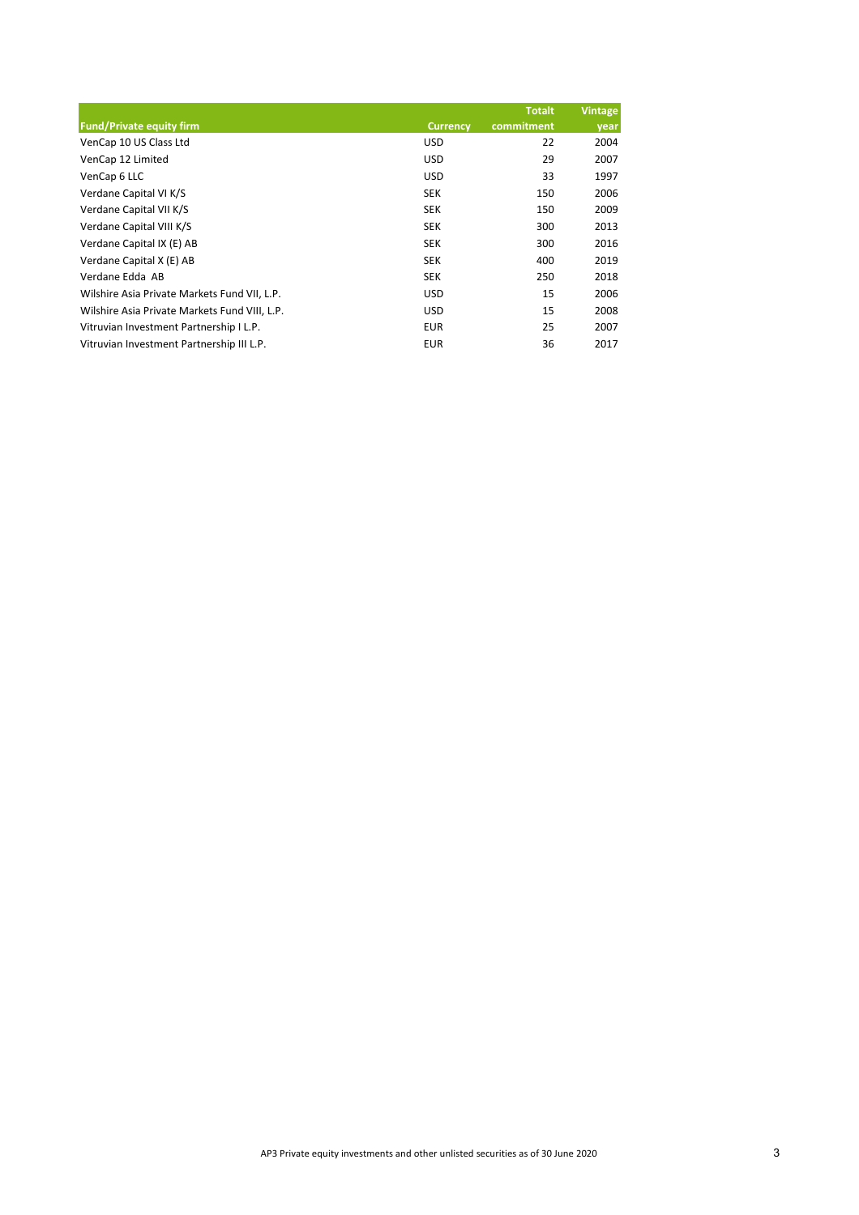| Fund/Private equity firm | Currency | Totalt commitment | Vintage year |
|---|---|---|---|
| VenCap 10 US Class Ltd | USD | 22 | 2004 |
| VenCap 12 Limited | USD | 29 | 2007 |
| VenCap 6 LLC | USD | 33 | 1997 |
| Verdane Capital VI K/S | SEK | 150 | 2006 |
| Verdane Capital VII K/S | SEK | 150 | 2009 |
| Verdane Capital VIII K/S | SEK | 300 | 2013 |
| Verdane Capital IX (E) AB | SEK | 300 | 2016 |
| Verdane Capital X (E) AB | SEK | 400 | 2019 |
| Verdane Edda AB | SEK | 250 | 2018 |
| Wilshire Asia Private Markets Fund VII, L.P. | USD | 15 | 2006 |
| Wilshire Asia Private Markets Fund VIII, L.P. | USD | 15 | 2008 |
| Vitruvian Investment Partnership I L.P. | EUR | 25 | 2007 |
| Vitruvian Investment Partnership III L.P. | EUR | 36 | 2017 |